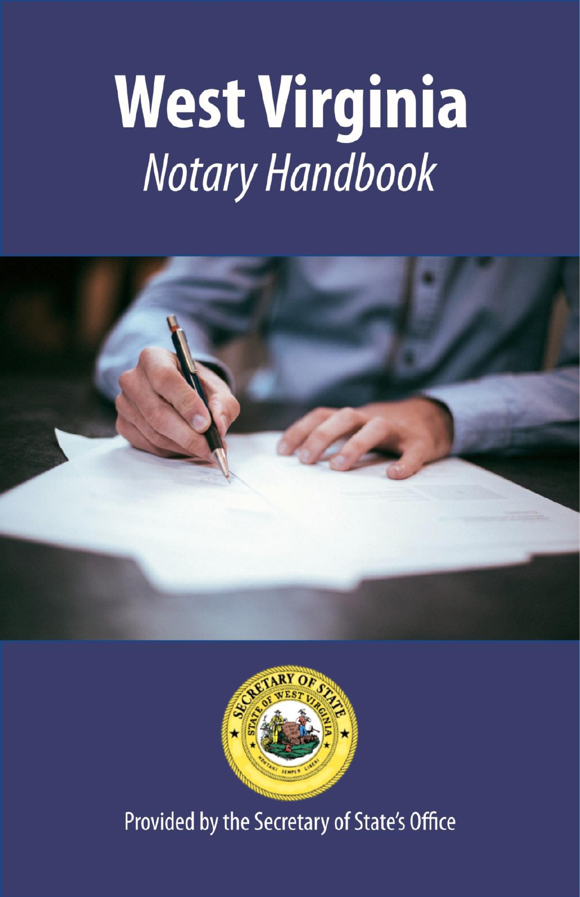# West Virginia

## *Notary Handbook*

Provided by the Secretary of State's Office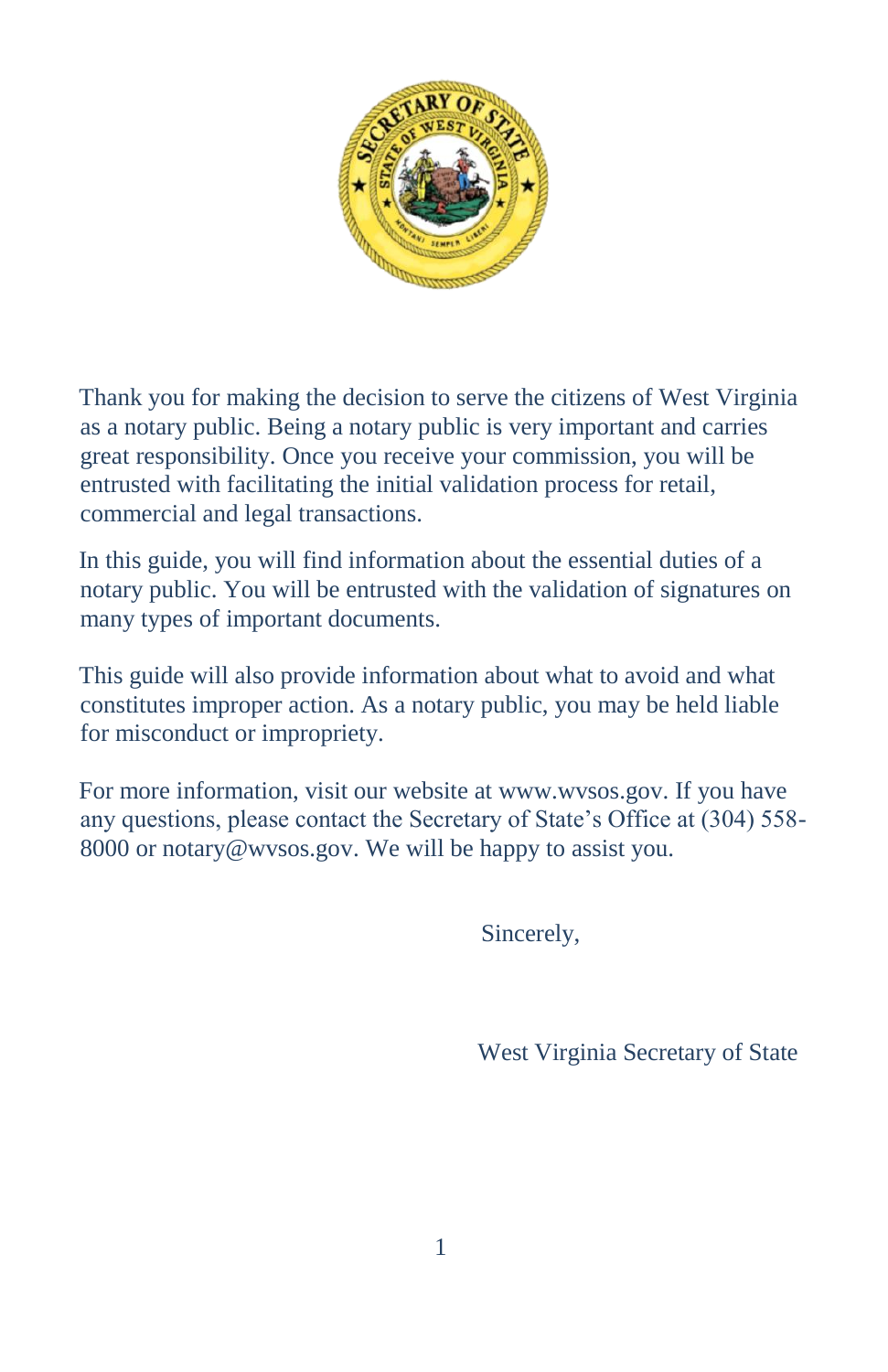Thank you for making the decision to serve the citizens of West Virginia as a notary public. Being a notary public is very important and carries great responsibility. Once you receive your commission, you will be entrusted with facilitating the initial validation process for retail, commercial and legal transactions.

In this guide, you will find information about the essential duties of a notary public. You will be entrusted with the validation of signatures on many types of important documents.

This guide will also provide information about what to avoid and what constitutes improper action. As a notary public, you may be held liable for misconduct or impropriety.

For more information, visit our website at www.wvsos.gov. If you have any questions, please contact the Secretary of State's Office at (304) 558-8000 or notary@wvsos.gov. We will be happy to assist you.

Sincerely,

West Virginia Secretary of State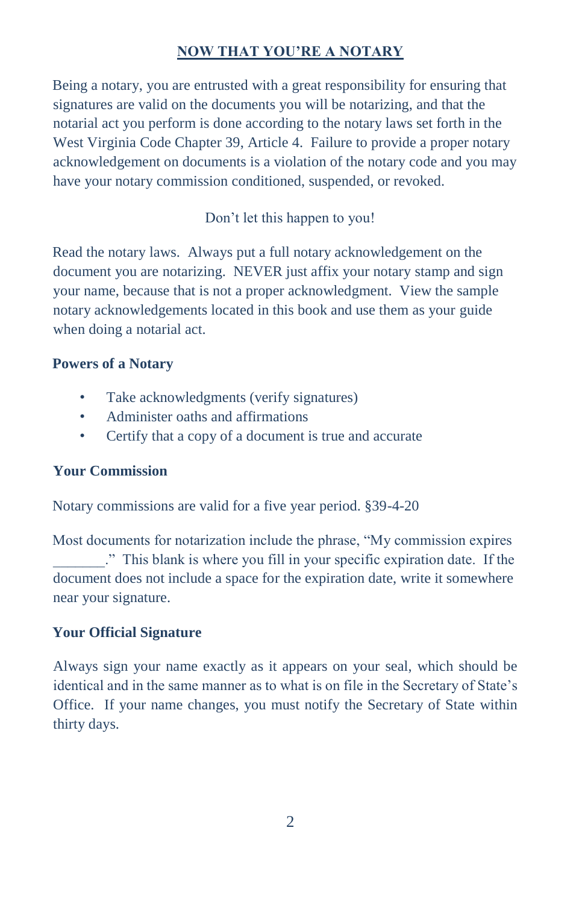## NOW THAT YOU'RE A NOTARY

Being a notary, you are entrusted with a great responsibility for ensuring that signatures are valid on the documents you will be notarizing, and that the notarial act you perform is done according to the notary laws set forth in the West Virginia Code Chapter 39, Article 4. Failure to provide a proper notary acknowledgement on documents is a violation of the notary code and you may have your notary commission conditioned, suspended, or revoked.

Don't let this happen to you!

Read the notary laws. Always put a full notary acknowledgement on the document you are notarizing. NEVER just affix your notary stamp and sign your name, because that is not a proper acknowledgment. View the sample notary acknowledgements located in this book and use them as your guide when doing a notarial act.

### Powers of a Notary

- Take acknowledgments (verify signatures)
- Administer oaths and affirmations
- Certify that a copy of a document is true and accurate

### Your Commission

Notary commissions are valid for a five year period. §39-4-20

Most documents for notarization include the phrase, "My commission expires _______." This blank is where you fill in your specific expiration date. If the document does not include a space for the expiration date, write it somewhere near your signature.

### Your Official Signature

Always sign your name exactly as it appears on your seal, which should be identical and in the same manner as to what is on file in the Secretary of State's Office. If your name changes, you must notify the Secretary of State within thirty days.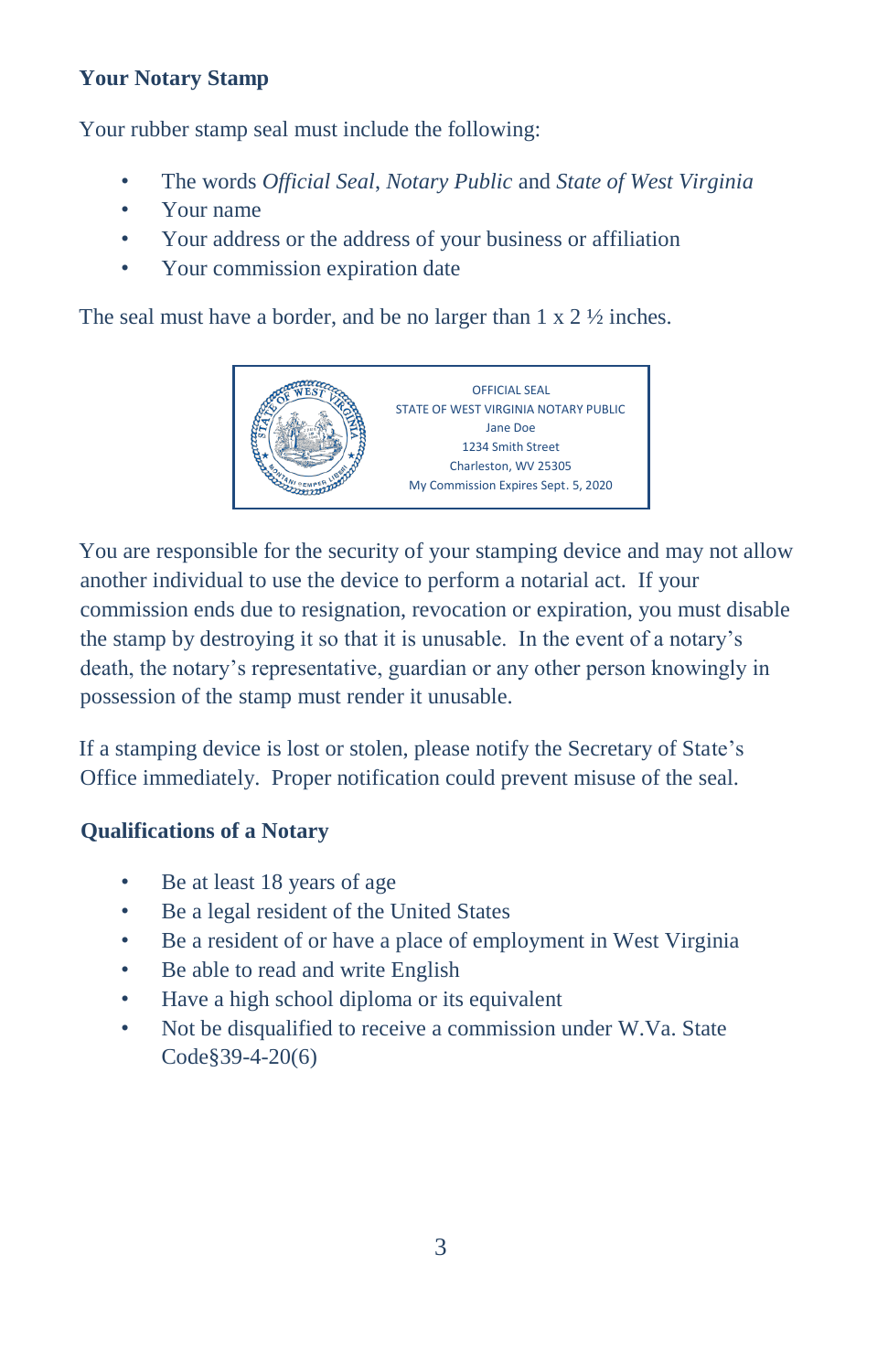## Your Notary Stamp

Your rubber stamp seal must include the following:

- The words *Official Seal*, *Notary Public* and *State of West Virginia*
- Your name
- Your address or the address of your business or affiliation
- Your commission expiration date

The seal must have a border, and be no larger than 1 x 2 ½ inches.

OFFICIAL SEAL
STATE OF WEST VIRGINIA NOTARY PUBLIC
Jane Doe
1234 Smith Street
Charleston, WV 25305
My Commission Expires Sept. 5, 2020

You are responsible for the security of your stamping device and may not allow another individual to use the device to perform a notarial act. If your commission ends due to resignation, revocation or expiration, you must disable the stamp by destroying it so that it is unusable. In the event of a notary's death, the notary's representative, guardian or any other person knowingly in possession of the stamp must render it unusable.

If a stamping device is lost or stolen, please notify the Secretary of State's Office immediately. Proper notification could prevent misuse of the seal.

## Qualifications of a Notary

- Be at least 18 years of age
- Be a legal resident of the United States
- Be a resident of or have a place of employment in West Virginia
- Be able to read and write English
- Have a high school diploma or its equivalent
- Not be disqualified to receive a commission under W.Va. State Code§39-4-20(6)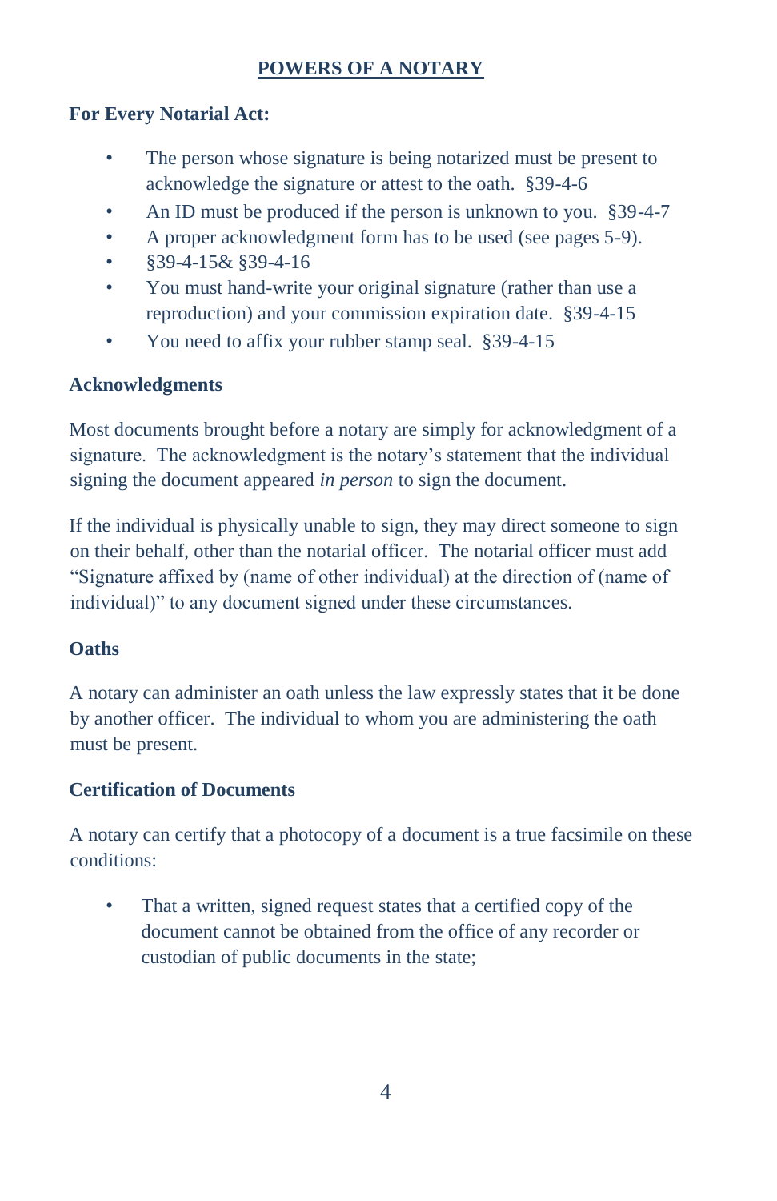## POWERS OF A NOTARY

**For Every Notarial Act:**

- The person whose signature is being notarized must be present to acknowledge the signature or attest to the oath. §39-4-6
- An ID must be produced if the person is unknown to you. §39-4-7
- A proper acknowledgment form has to be used (see pages 5-9).
- §39-4-15& §39-4-16
- You must hand-write your original signature (rather than use a reproduction) and your commission expiration date. §39-4-15
- You need to affix your rubber stamp seal. §39-4-15

### Acknowledgments

Most documents brought before a notary are simply for acknowledgment of a signature. The acknowledgment is the notary's statement that the individual signing the document appeared *in person* to sign the document.

If the individual is physically unable to sign, they may direct someone to sign on their behalf, other than the notarial officer. The notarial officer must add "Signature affixed by (name of other individual) at the direction of (name of individual)" to any document signed under these circumstances.

### Oaths

A notary can administer an oath unless the law expressly states that it be done by another officer. The individual to whom you are administering the oath must be present.

### Certification of Documents

A notary can certify that a photocopy of a document is a true facsimile on these conditions:

- That a written, signed request states that a certified copy of the document cannot be obtained from the office of any recorder or custodian of public documents in the state;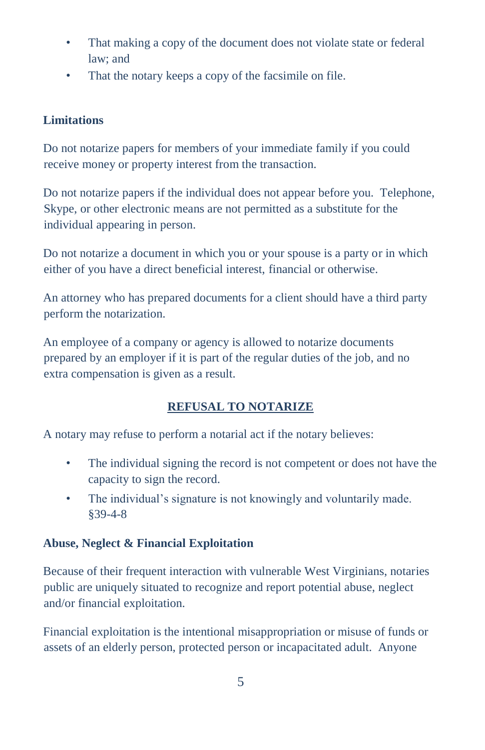- That making a copy of the document does not violate state or federal law; and
- That the notary keeps a copy of the facsimile on file.

**Limitations**

Do not notarize papers for members of your immediate family if you could receive money or property interest from the transaction.

Do not notarize papers if the individual does not appear before you. Telephone, Skype, or other electronic means are not permitted as a substitute for the individual appearing in person.

Do not notarize a document in which you or your spouse is a party or in which either of you have a direct beneficial interest, financial or otherwise.

An attorney who has prepared documents for a client should have a third party perform the notarization.

An employee of a company or agency is allowed to notarize documents prepared by an employer if it is part of the regular duties of the job, and no extra compensation is given as a result.

## REFUSAL TO NOTARIZE

A notary may refuse to perform a notarial act if the notary believes:

- The individual signing the record is not competent or does not have the capacity to sign the record.
- The individual's signature is not knowingly and voluntarily made. §39-4-8

**Abuse, Neglect & Financial Exploitation**

Because of their frequent interaction with vulnerable West Virginians, notaries public are uniquely situated to recognize and report potential abuse, neglect and/or financial exploitation.

Financial exploitation is the intentional misappropriation or misuse of funds or assets of an elderly person, protected person or incapacitated adult. Anyone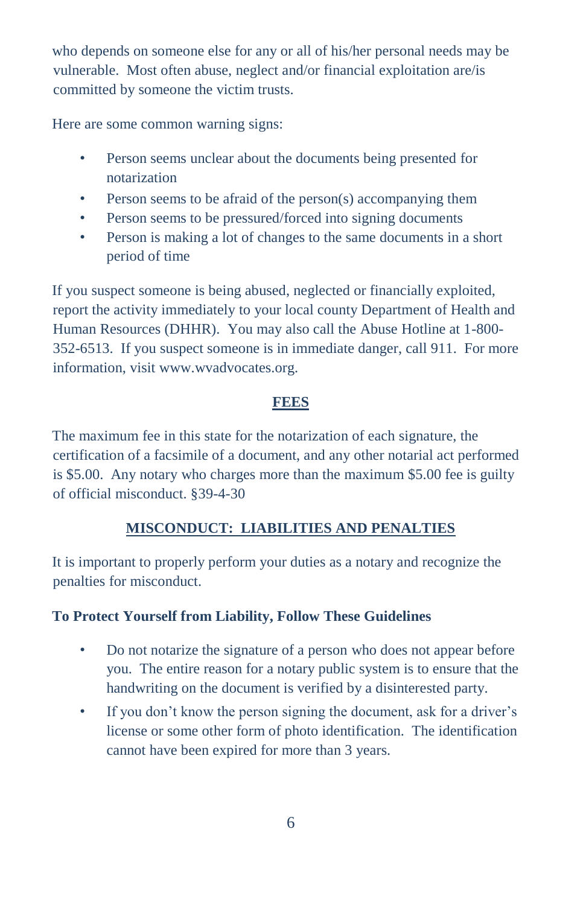who depends on someone else for any or all of his/her personal needs may be vulnerable. Most often abuse, neglect and/or financial exploitation are/is committed by someone the victim trusts.

Here are some common warning signs:

- Person seems unclear about the documents being presented for notarization
- Person seems to be afraid of the person(s) accompanying them
- Person seems to be pressured/forced into signing documents
- Person is making a lot of changes to the same documents in a short period of time

If you suspect someone is being abused, neglected or financially exploited, report the activity immediately to your local county Department of Health and Human Resources (DHHR). You may also call the Abuse Hotline at 1-800-352-6513. If you suspect someone is in immediate danger, call 911. For more information, visit www.wvadvocates.org.

## FEES

The maximum fee in this state for the notarization of each signature, the certification of a facsimile of a document, and any other notarial act performed is $5.00. Any notary who charges more than the maximum $5.00 fee is guilty of official misconduct. §39-4-30

## MISCONDUCT: LIABILITIES AND PENALTIES

It is important to properly perform your duties as a notary and recognize the penalties for misconduct.

### To Protect Yourself from Liability, Follow These Guidelines

- Do not notarize the signature of a person who does not appear before you. The entire reason for a notary public system is to ensure that the handwriting on the document is verified by a disinterested party.
- If you don't know the person signing the document, ask for a driver's license or some other form of photo identification. The identification cannot have been expired for more than 3 years.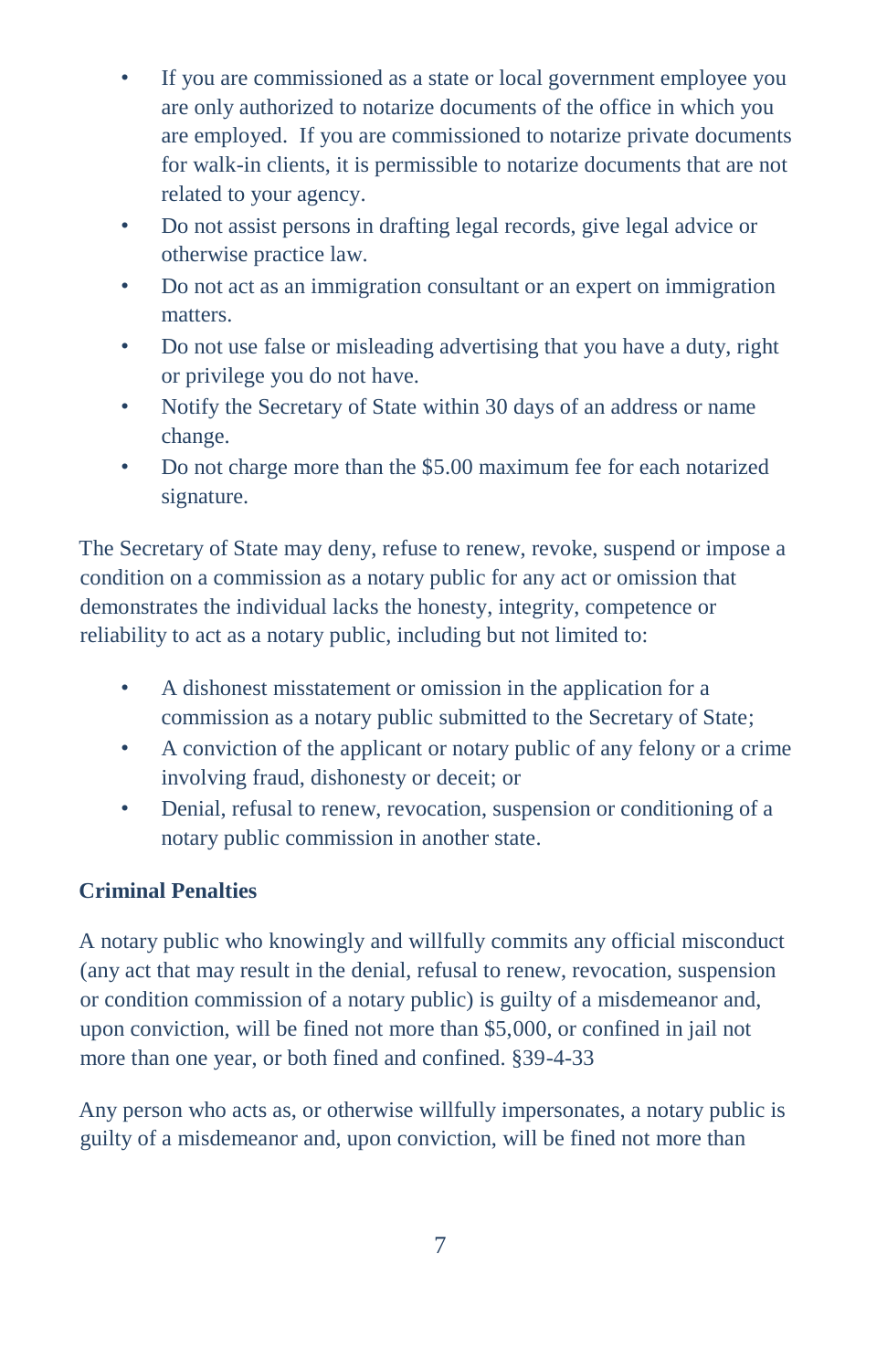- If you are commissioned as a state or local government employee you are only authorized to notarize documents of the office in which you are employed. If you are commissioned to notarize private documents for walk-in clients, it is permissible to notarize documents that are not related to your agency.
- Do not assist persons in drafting legal records, give legal advice or otherwise practice law.
- Do not act as an immigration consultant or an expert on immigration matters.
- Do not use false or misleading advertising that you have a duty, right or privilege you do not have.
- Notify the Secretary of State within 30 days of an address or name change.
- Do not charge more than the $5.00 maximum fee for each notarized signature.

The Secretary of State may deny, refuse to renew, revoke, suspend or impose a condition on a commission as a notary public for any act or omission that demonstrates the individual lacks the honesty, integrity, competence or reliability to act as a notary public, including but not limited to:

- A dishonest misstatement or omission in the application for a commission as a notary public submitted to the Secretary of State;
- A conviction of the applicant or notary public of any felony or a crime involving fraud, dishonesty or deceit; or
- Denial, refusal to renew, revocation, suspension or conditioning of a notary public commission in another state.

**Criminal Penalties**

A notary public who knowingly and willfully commits any official misconduct (any act that may result in the denial, refusal to renew, revocation, suspension or condition commission of a notary public) is guilty of a misdemeanor and, upon conviction, will be fined not more than $5,000, or confined in jail not more than one year, or both fined and confined. §39-4-33

Any person who acts as, or otherwise willfully impersonates, a notary public is guilty of a misdemeanor and, upon conviction, will be fined not more than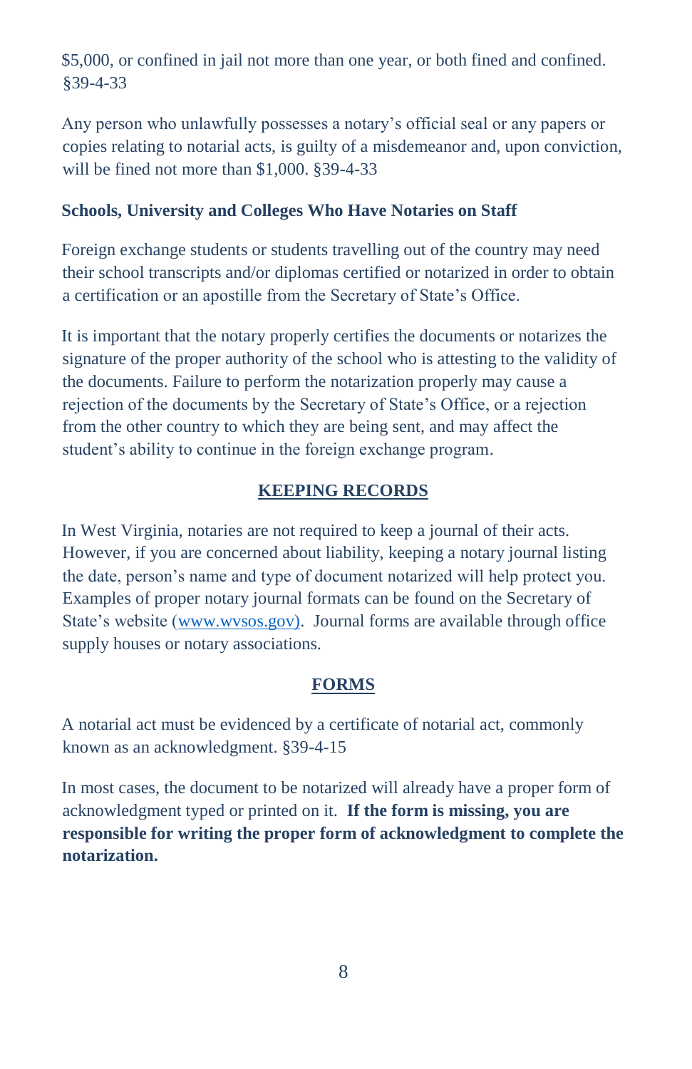$5,000, or confined in jail not more than one year, or both fined and confined. §39-4-33

Any person who unlawfully possesses a notary's official seal or any papers or copies relating to notarial acts, is guilty of a misdemeanor and, upon conviction, will be fined not more than $1,000. §39-4-33

**Schools, University and Colleges Who Have Notaries on Staff**

Foreign exchange students or students travelling out of the country may need their school transcripts and/or diplomas certified or notarized in order to obtain a certification or an apostille from the Secretary of State's Office.

It is important that the notary properly certifies the documents or notarizes the signature of the proper authority of the school who is attesting to the validity of the documents. Failure to perform the notarization properly may cause a rejection of the documents by the Secretary of State's Office, or a rejection from the other country to which they are being sent, and may affect the student's ability to continue in the foreign exchange program.

## KEEPING RECORDS

In West Virginia, notaries are not required to keep a journal of their acts. However, if you are concerned about liability, keeping a notary journal listing the date, person's name and type of document notarized will help protect you. Examples of proper notary journal formats can be found on the Secretary of State's website (www.wvsos.gov). Journal forms are available through office supply houses or notary associations.

## FORMS

A notarial act must be evidenced by a certificate of notarial act, commonly known as an acknowledgment. §39-4-15

In most cases, the document to be notarized will already have a proper form of acknowledgment typed or printed on it. **If the form is missing, you are responsible for writing the proper form of acknowledgment to complete the notarization.**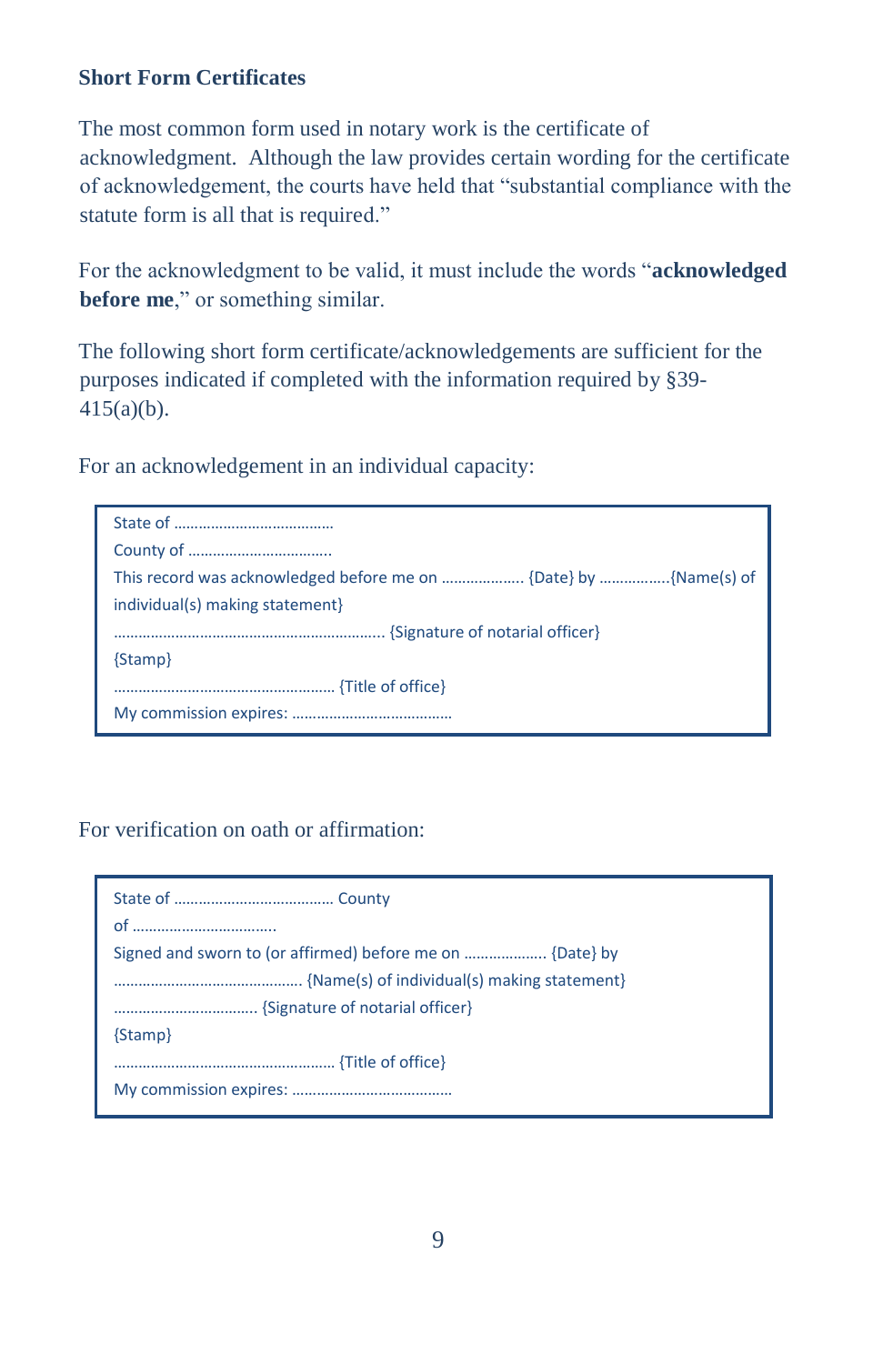### Short Form Certificates

The most common form used in notary work is the certificate of acknowledgment. Although the law provides certain wording for the certificate of acknowledgement, the courts have held that "substantial compliance with the statute form is all that is required."

For the acknowledgment to be valid, it must include the words "**acknowledged before me**," or something similar.

The following short form certificate/acknowledgements are sufficient for the purposes indicated if completed with the information required by §39-415(a)(b).

For an acknowledgement in an individual capacity:

> State of ………………………………
> County of …………………………..
> This record was acknowledged before me on ……………….. {Date} by ……………..{Name(s) of individual(s) making statement}
> ……………………………………………………….. {Signature of notarial officer}
> {Stamp}
> ……………………………………………. {Title of office}
> My commission expires: ………………………………

For verification on oath or affirmation:

> State of ……………………………… County of …………………………..
> Signed and sworn to (or affirmed) before me on ……………….. {Date} by
> ……………………………………. {Name(s) of individual(s) making statement}
> …………………………….. {Signature of notarial officer}
> {Stamp}
> ……………………………………………. {Title of office}
> My commission expires: ………………………………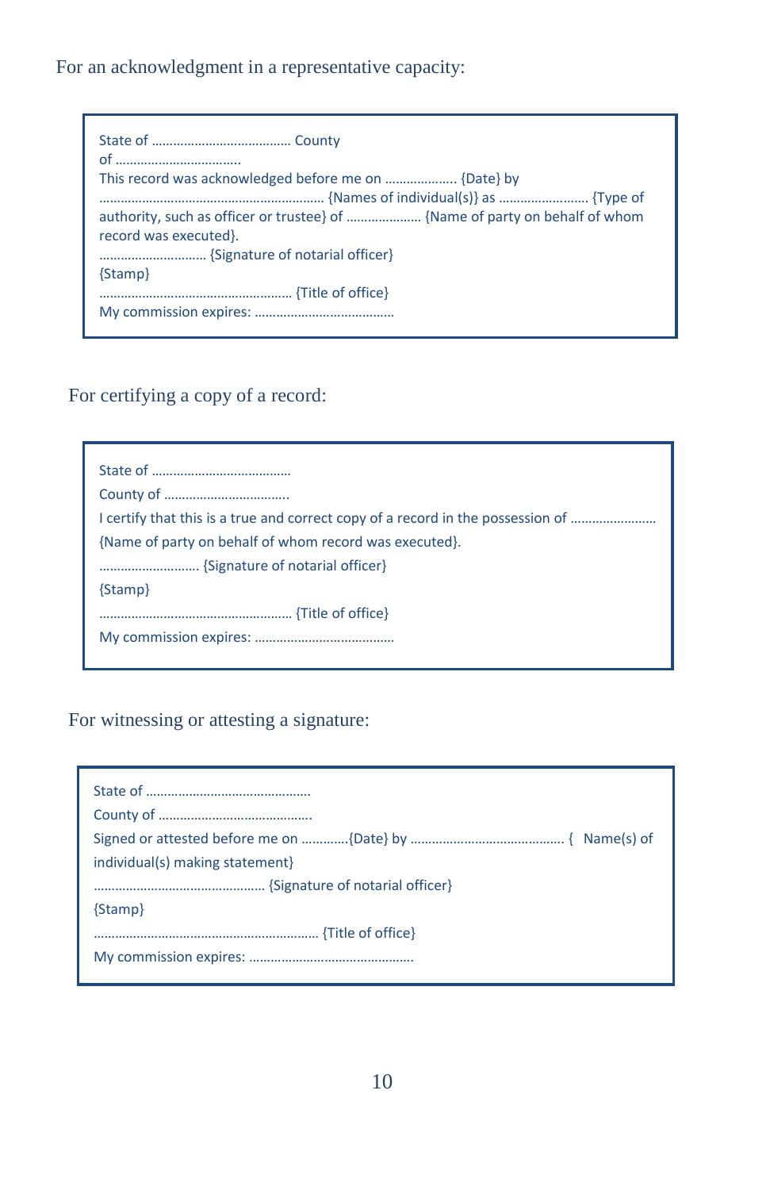For an acknowledgment in a representative capacity:

State of ……………………………….. County of …………………………….
This record was acknowledged before me on ………………. {Date} by …………………………………………………… {Names of individual(s)} as …………………… {Type of authority, such as officer or trustee} of ………………… {Name of party on behalf of whom record was executed}.
……………………….. {Signature of notarial officer}
{Stamp}
……………………………………………. {Title of office}
My commission expires: ……………………………….

For certifying a copy of a record:

State of ……………………………….
County of …………………………….
I certify that this is a true and correct copy of a record in the possession of …………………… {Name of party on behalf of whom record was executed}.
……………………… {Signature of notarial officer}
{Stamp}
……………………………………………. {Title of office}
My commission expires: ……………………………….

For witnessing or attesting a signature:

State of ……………………………………….
County of …………………………………….
Signed or attested before me on …………{Date} by …………………………………… { Name(s) of individual(s) making statement}
………………………………………… {Signature of notarial officer}
{Stamp}
……………………………………………………… {Title of office}
My commission expires: ……………………………………….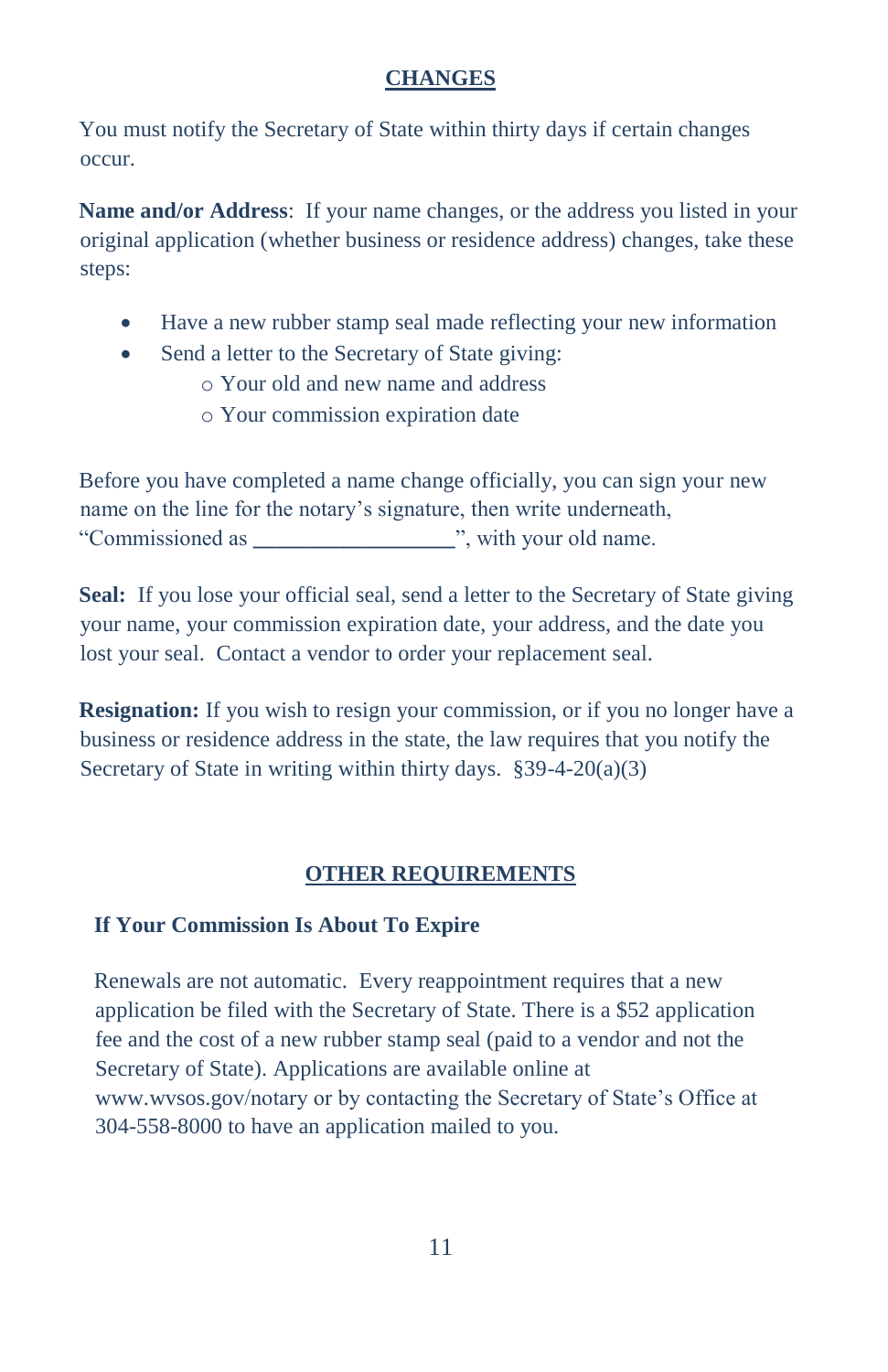## CHANGES

You must notify the Secretary of State within thirty days if certain changes occur.

**Name and/or Address**: If your name changes, or the address you listed in your original application (whether business or residence address) changes, take these steps:

- Have a new rubber stamp seal made reflecting your new information
- Send a letter to the Secretary of State giving:
  - Your old and new name and address
  - Your commission expiration date

Before you have completed a name change officially, you can sign your new name on the line for the notary's signature, then write underneath, "Commissioned as ___________________", with your old name.

**Seal:** If you lose your official seal, send a letter to the Secretary of State giving your name, your commission expiration date, your address, and the date you lost your seal. Contact a vendor to order your replacement seal.

**Resignation:** If you wish to resign your commission, or if you no longer have a business or residence address in the state, the law requires that you notify the Secretary of State in writing within thirty days. §39-4-20(a)(3)

## OTHER REQUIREMENTS

### If Your Commission Is About To Expire

Renewals are not automatic. Every reappointment requires that a new application be filed with the Secretary of State. There is a $52 application fee and the cost of a new rubber stamp seal (paid to a vendor and not the Secretary of State). Applications are available online at www.wvsos.gov/notary or by contacting the Secretary of State's Office at 304-558-8000 to have an application mailed to you.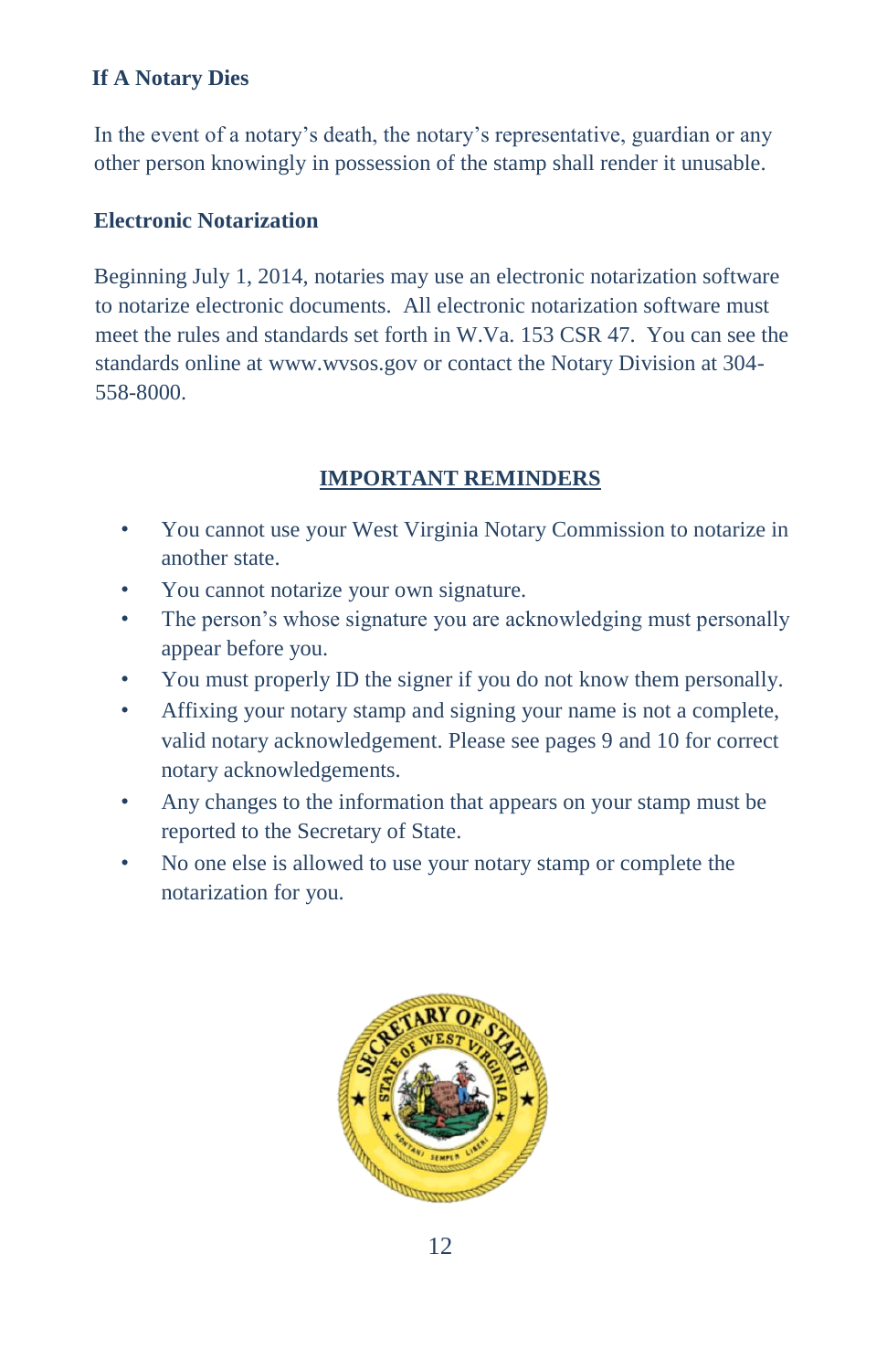### If A Notary Dies

In the event of a notary's death, the notary's representative, guardian or any other person knowingly in possession of the stamp shall render it unusable.

### Electronic Notarization

Beginning July 1, 2014, notaries may use an electronic notarization software to notarize electronic documents. All electronic notarization software must meet the rules and standards set forth in W.Va. 153 CSR 47. You can see the standards online at www.wvsos.gov or contact the Notary Division at 304-558-8000.

## IMPORTANT REMINDERS

- You cannot use your West Virginia Notary Commission to notarize in another state.
- You cannot notarize your own signature.
- The person's whose signature you are acknowledging must personally appear before you.
- You must properly ID the signer if you do not know them personally.
- Affixing your notary stamp and signing your name is not a complete, valid notary acknowledgement. Please see pages 9 and 10 for correct notary acknowledgements.
- Any changes to the information that appears on your stamp must be reported to the Secretary of State.
- No one else is allowed to use your notary stamp or complete the notarization for you.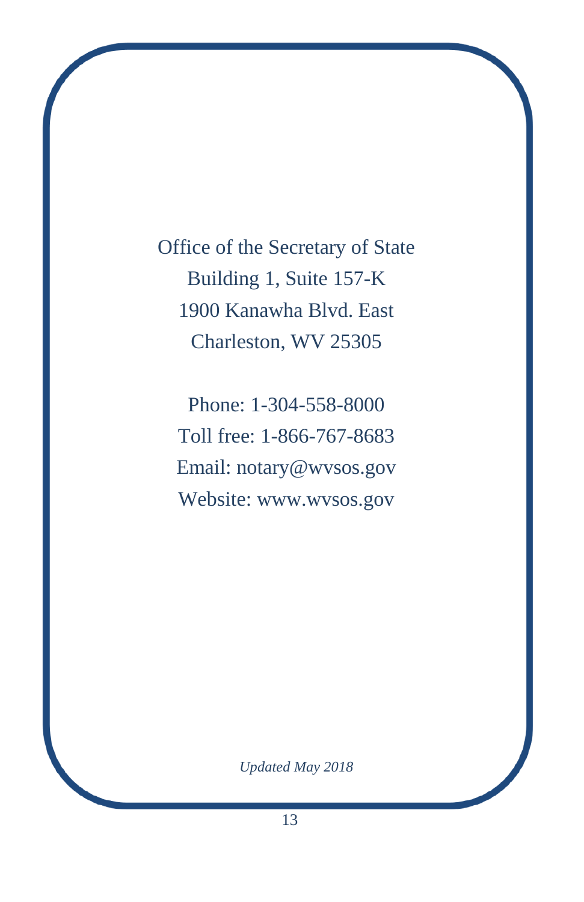Office of the Secretary of State
Building 1, Suite 157-K
1900 Kanawha Blvd. East
Charleston, WV 25305

Phone: 1-304-558-8000
Toll free: 1-866-767-8683
Email: notary@wvsos.gov
Website: www.wvsos.gov

*Updated May 2018*